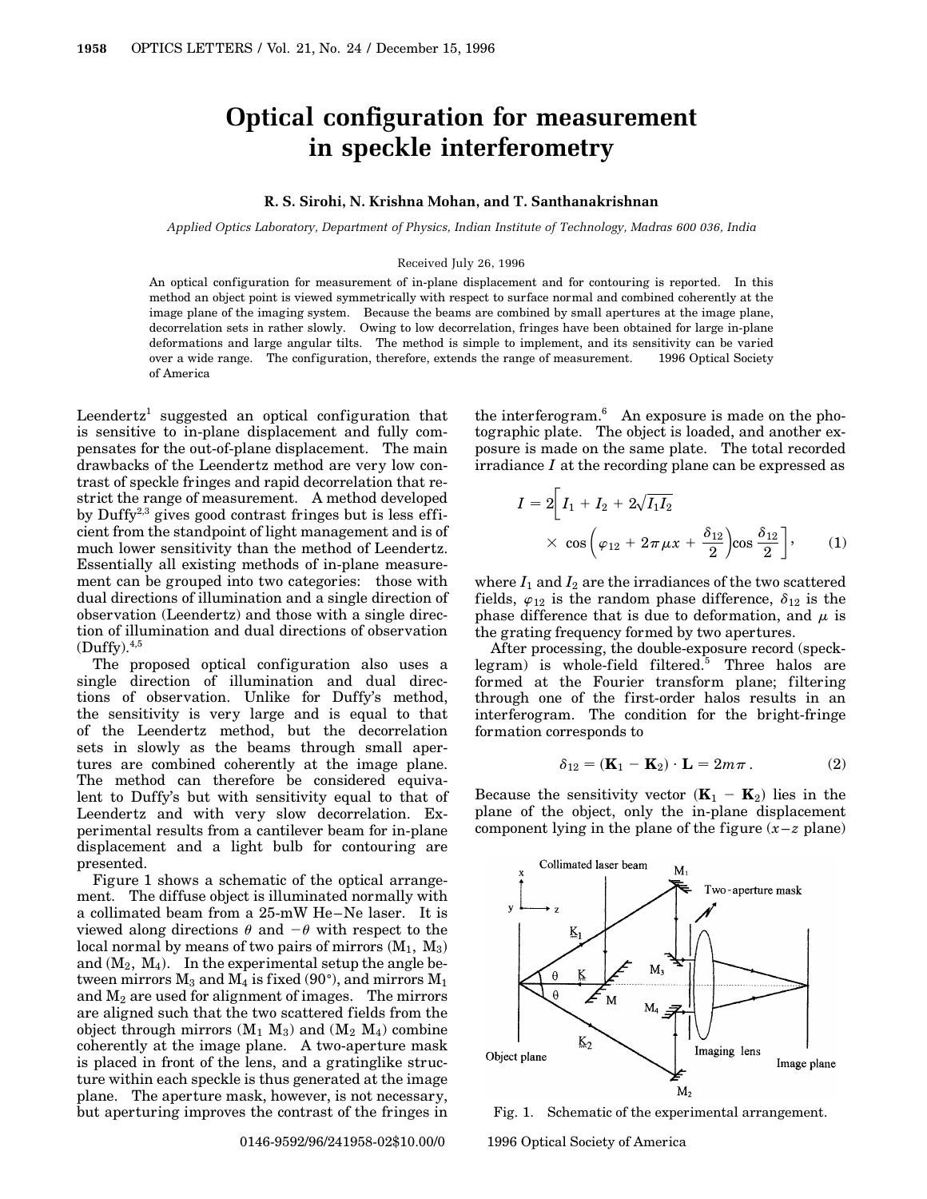# Optical configuration for measurement in speckle interferometry

**R. S. Sirohi, N. Krishna Mohan, and T. Santhanakrishnan**

*Applied Optics Laboratory, Department of Physics, Indian Institute of Technology, Madras 600 036, India*

Received July 26, 1996

An optical configuration for measurement of in-plane displacement and for contouring is reported. In this method an object point is viewed symmetrically with respect to surface normal and combined coherently at the image plane of the imaging system. Because the beams are combined by small apertures at the image plane, decorrelation sets in rather slowly. Owing to low decorrelation, fringes have been obtained for large in-plane deformations and large angular tilts. The method is simple to implement, and its sensitivity can be varied over a wide range. The configuration, therefore, extends the range of measurement. © 1996 Optical Society of America

Leendertz[1] suggested an optical configuration that is sensitive to in-plane displacement and fully compensates for the out-of-plane displacement. The main drawbacks of the Leendertz method are very low contrast of speckle fringes and rapid decorrelation that restrict the range of measurement. A method developed by Duffy[2,3] gives good contrast fringes but is less efficient from the standpoint of light management and is of much lower sensitivity than the method of Leendertz. Essentially all existing methods of in-plane measurement can be grouped into two categories: those with dual directions of illumination and a single direction of observation (Leendertz) and those with a single direction of illumination and dual directions of observation (Duffy).[4,5]

The proposed optical configuration also uses a single direction of illumination and dual directions of observation. Unlike for Duffy's method, the sensitivity is very large and is equal to that of the Leendertz method, but the decorrelation sets in slowly as the beams through small apertures are combined coherently at the image plane. The method can therefore be considered equivalent to Duffy's but with sensitivity equal to that of Leendertz and with very slow decorrelation. Experimental results from a cantilever beam for in-plane displacement and a light bulb for contouring are presented.

Figure 1 shows a schematic of the optical arrangement. The diffuse object is illuminated normally with a collimated beam from a 25-mW He–Ne laser. It is viewed along directions $\theta$ and $-\theta$ with respect to the local normal by means of two pairs of mirrors ($M_1$, $M_3$) and ($M_2$, $M_4$). In the experimental setup the angle between mirrors $M_3$ and $M_4$ is fixed (90°), and mirrors $M_1$ and $M_2$ are used for alignment of images. The mirrors are aligned such that the two scattered fields from the object through mirrors ($M_1$ $M_3$) and ($M_2$ $M_4$) combine coherently at the image plane. A two-aperture mask is placed in front of the lens, and a gratinglike structure within each speckle is thus generated at the image plane. The aperture mask, however, is not necessary, but aperturing improves the contrast of the fringes in the interferogram.[6] An exposure is made on the photographic plate. The object is loaded, and another exposure is made on the same plate. The total recorded irradiance $I$ at the recording plane can be expressed as

$$I = 2\left[I_1 + I_2 + 2\sqrt{I_1 I_2} \times \cos\left(\varphi_{12} + 2\pi\mu x + \frac{\delta_{12}}{2}\right)\cos\frac{\delta_{12}}{2}\right], \quad (1)$$

where $I_1$ and $I_2$ are the irradiances of the two scattered fields, $\varphi_{12}$ is the random phase difference, $\delta_{12}$ is the phase difference that is due to deformation, and $\mu$ is the grating frequency formed by two apertures.

After processing, the double-exposure record (specklegram) is whole-field filtered.[5] Three halos are formed at the Fourier transform plane; filtering through one of the first-order halos results in an interferogram. The condition for the bright-fringe formation corresponds to

$$\delta_{12} = (\mathbf{K}_1 - \mathbf{K}_2) \cdot \mathbf{L} = 2m\pi\,. \quad (2)$$

Because the sensitivity vector $(\mathbf{K}_1 - \mathbf{K}_2)$ lies in the plane of the object, only the in-plane displacement component lying in the plane of the figure ($x$–$z$ plane)

Fig. 1. Schematic of the experimental arrangement.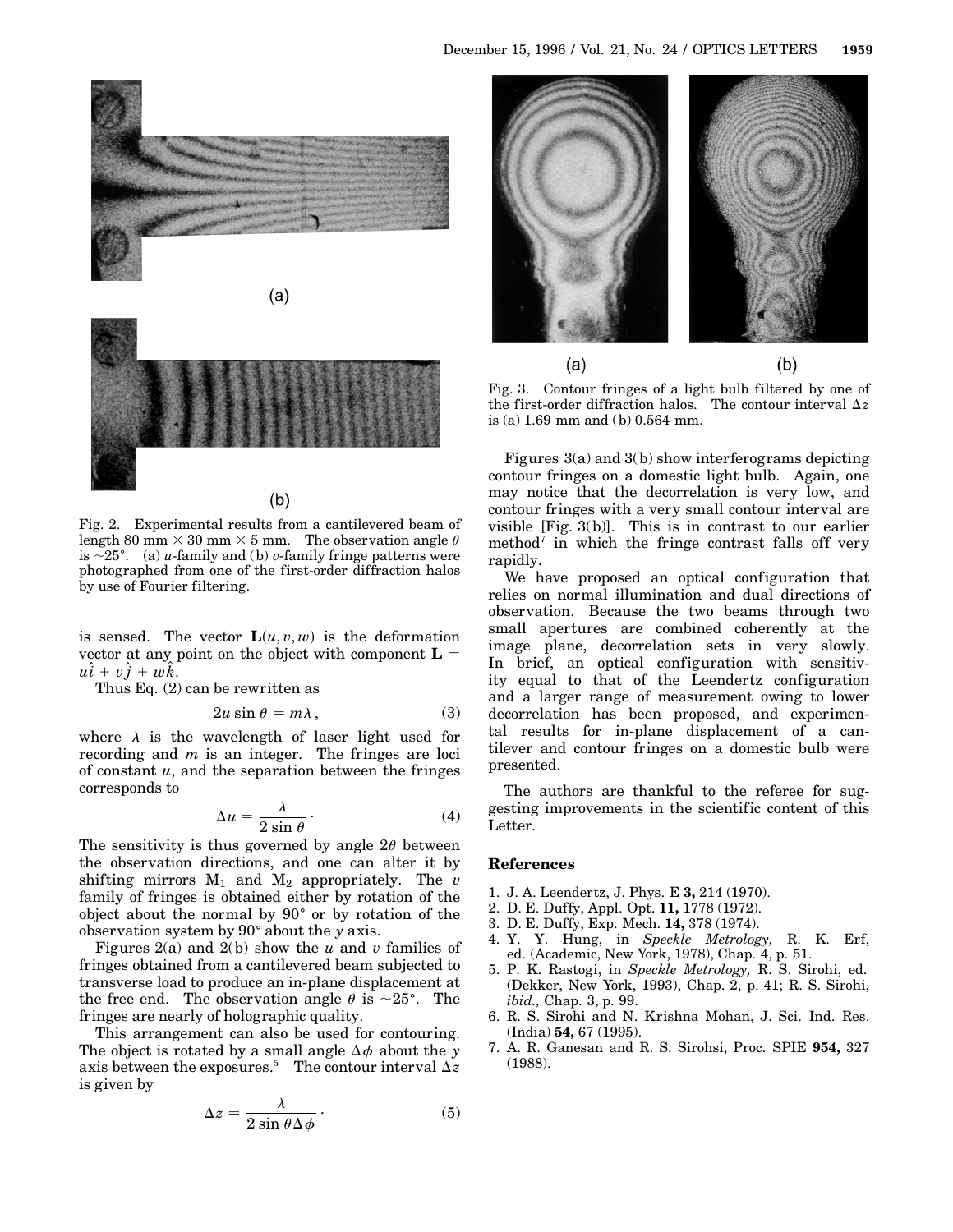(a)

(b)

Fig. 2. Experimental results from a cantilevered beam of length 80 mm × 30 mm × 5 mm. The observation angle $\theta$ is ~25°. (a) $u$-family and (b) $v$-family fringe patterns were photographed from one of the first-order diffraction halos by use of Fourier filtering.

is sensed. The vector $\mathbf{L}(u, v, w)$ is the deformation vector at any point on the object with component $\mathbf{L} = u\hat{i} + v\hat{j} + w\hat{k}$.

Thus Eq. (2) can be rewritten as

$$2u \sin \theta = m\lambda , \tag{3}$$

where $\lambda$ is the wavelength of laser light used for recording and $m$ is an integer. The fringes are loci of constant $u$, and the separation between the fringes corresponds to

$$\Delta u = \frac{\lambda}{2 \sin \theta} \cdot \tag{4}$$

The sensitivity is thus governed by angle $2\theta$ between the observation directions, and one can alter it by shifting mirrors $M_1$ and $M_2$ appropriately. The $v$ family of fringes is obtained either by rotation of the object about the normal by 90° or by rotation of the observation system by 90° about the $y$ axis.

Figures 2(a) and 2(b) show the $u$ and $v$ families of fringes obtained from a cantilevered beam subjected to transverse load to produce an in-plane displacement at the free end. The observation angle $\theta$ is ~25°. The fringes are nearly of holographic quality.

This arrangement can also be used for contouring. The object is rotated by a small angle $\Delta\phi$ about the $y$ axis between the exposures.[5] The contour interval $\Delta z$ is given by

$$\Delta z = \frac{\lambda}{2 \sin \theta \Delta\phi} \cdot \tag{5}$$

(a) (b)

Fig. 3. Contour fringes of a light bulb filtered by one of the first-order diffraction halos. The contour interval $\Delta z$ is (a) 1.69 mm and (b) 0.564 mm.

Figures 3(a) and 3(b) show interferograms depicting contour fringes on a domestic light bulb. Again, one may notice that the decorrelation is very low, and contour fringes with a very small contour interval are visible [Fig. 3(b)]. This is in contrast to our earlier method[7] in which the fringe contrast falls off very rapidly.

We have proposed an optical configuration that relies on normal illumination and dual directions of observation. Because the two beams through two small apertures are combined coherently at the image plane, decorrelation sets in very slowly. In brief, an optical configuration with sensitivity equal to that of the Leendertz configuration and a larger range of measurement owing to lower decorrelation has been proposed, and experimental results for in-plane displacement of a cantilever and contour fringes on a domestic bulb were presented.

The authors are thankful to the referee for suggesting improvements in the scientific content of this Letter.

## References

1. J. A. Leendertz, J. Phys. E **3,** 214 (1970).
2. D. E. Duffy, Appl. Opt. **11,** 1778 (1972).
3. D. E. Duffy, Exp. Mech. **14,** 378 (1974).
4. Y. Y. Hung, in *Speckle Metrology,* R. K. Erf, ed. (Academic, New York, 1978), Chap. 4, p. 51.
5. P. K. Rastogi, in *Speckle Metrology,* R. S. Sirohi, ed. (Dekker, New York, 1993), Chap. 2, p. 41; R. S. Sirohi, *ibid.,* Chap. 3, p. 99.
6. R. S. Sirohi and N. Krishna Mohan, J. Sci. Ind. Res. (India) **54,** 67 (1995).
7. A. R. Ganesan and R. S. Sirohsi, Proc. SPIE **954,** 327 (1988).